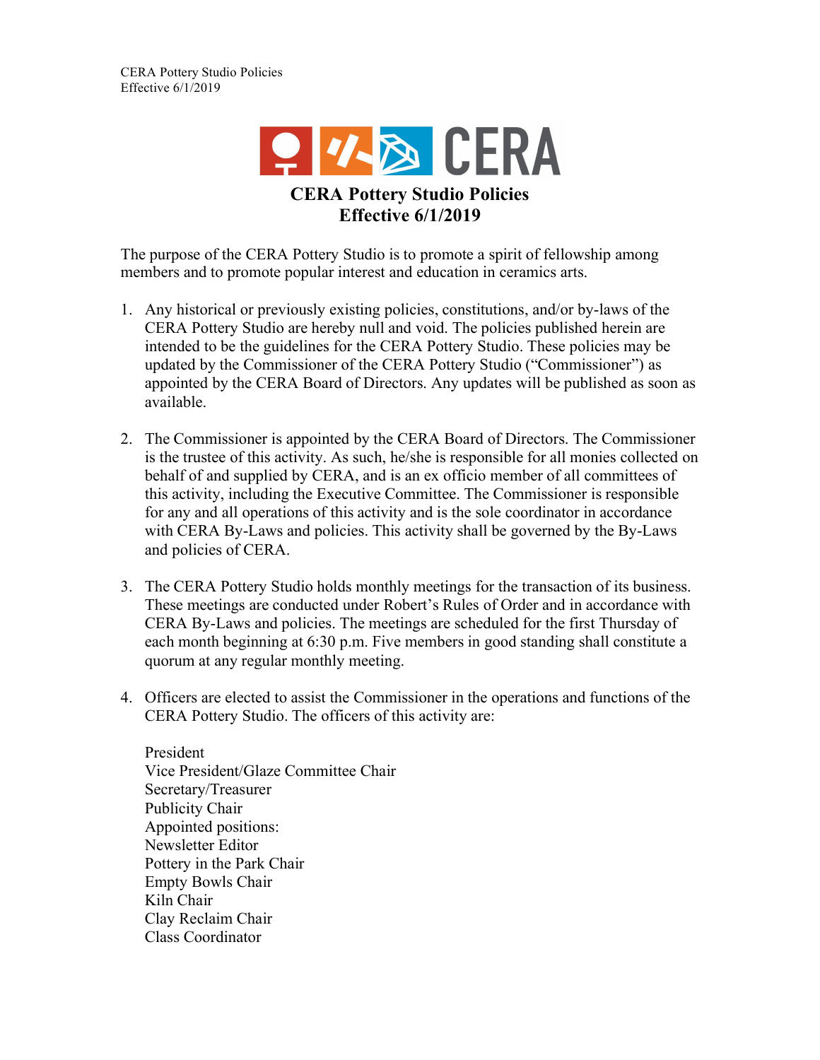# CERA Pottery Studio Policies
## Effective 6/1/2019

The purpose of the CERA Pottery Studio is to promote a spirit of fellowship among members and to promote popular interest and education in ceramics arts.

1. Any historical or previously existing policies, constitutions, and/or by-laws of the CERA Pottery Studio are hereby null and void. The policies published herein are intended to be the guidelines for the CERA Pottery Studio. These policies may be updated by the Commissioner of the CERA Pottery Studio ("Commissioner") as appointed by the CERA Board of Directors. Any updates will be published as soon as available.

2. The Commissioner is appointed by the CERA Board of Directors. The Commissioner is the trustee of this activity. As such, he/she is responsible for all monies collected on behalf of and supplied by CERA, and is an ex officio member of all committees of this activity, including the Executive Committee. The Commissioner is responsible for any and all operations of this activity and is the sole coordinator in accordance with CERA By-Laws and policies. This activity shall be governed by the By-Laws and policies of CERA.

3. The CERA Pottery Studio holds monthly meetings for the transaction of its business. These meetings are conducted under Robert's Rules of Order and in accordance with CERA By-Laws and policies. The meetings are scheduled for the first Thursday of each month beginning at 6:30 p.m. Five members in good standing shall constitute a quorum at any regular monthly meeting.

4. Officers are elected to assist the Commissioner in the operations and functions of the CERA Pottery Studio. The officers of this activity are:

   President
   Vice President/Glaze Committee Chair
   Secretary/Treasurer
   Publicity Chair
   Appointed positions:
   Newsletter Editor
   Pottery in the Park Chair
   Empty Bowls Chair
   Kiln Chair
   Clay Reclaim Chair
   Class Coordinator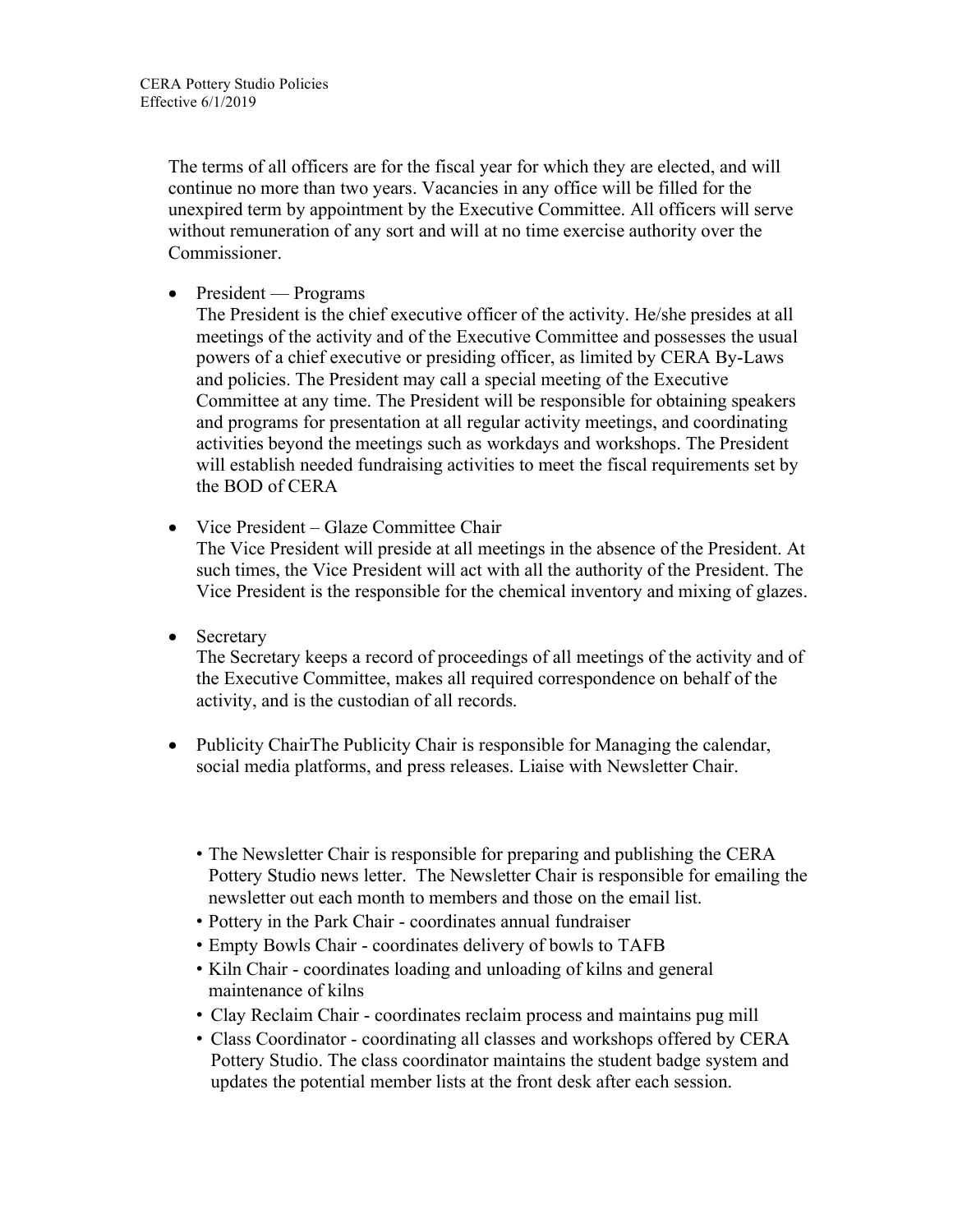The terms of all officers are for the fiscal year for which they are elected, and will continue no more than two years. Vacancies in any office will be filled for the unexpired term by appointment by the Executive Committee. All officers will serve without remuneration of any sort and will at no time exercise authority over the Commissioner.

- President — Programs
  The President is the chief executive officer of the activity. He/she presides at all meetings of the activity and of the Executive Committee and possesses the usual powers of a chief executive or presiding officer, as limited by CERA By-Laws and policies. The President may call a special meeting of the Executive Committee at any time. The President will be responsible for obtaining speakers and programs for presentation at all regular activity meetings, and coordinating activities beyond the meetings such as workdays and workshops. The President will establish needed fundraising activities to meet the fiscal requirements set by the BOD of CERA

- Vice President – Glaze Committee Chair
  The Vice President will preside at all meetings in the absence of the President. At such times, the Vice President will act with all the authority of the President. The Vice President is the responsible for the chemical inventory and mixing of glazes.

- Secretary
  The Secretary keeps a record of proceedings of all meetings of the activity and of the Executive Committee, makes all required correspondence on behalf of the activity, and is the custodian of all records.

- Publicity ChairThe Publicity Chair is responsible for Managing the calendar, social media platforms, and press releases. Liaise with Newsletter Chair.

  - The Newsletter Chair is responsible for preparing and publishing the CERA Pottery Studio news letter. The Newsletter Chair is responsible for emailing the newsletter out each month to members and those on the email list.
  - Pottery in the Park Chair - coordinates annual fundraiser
  - Empty Bowls Chair - coordinates delivery of bowls to TAFB
  - Kiln Chair - coordinates loading and unloading of kilns and general maintenance of kilns
  - Clay Reclaim Chair - coordinates reclaim process and maintains pug mill
  - Class Coordinator - coordinating all classes and workshops offered by CERA Pottery Studio. The class coordinator maintains the student badge system and updates the potential member lists at the front desk after each session.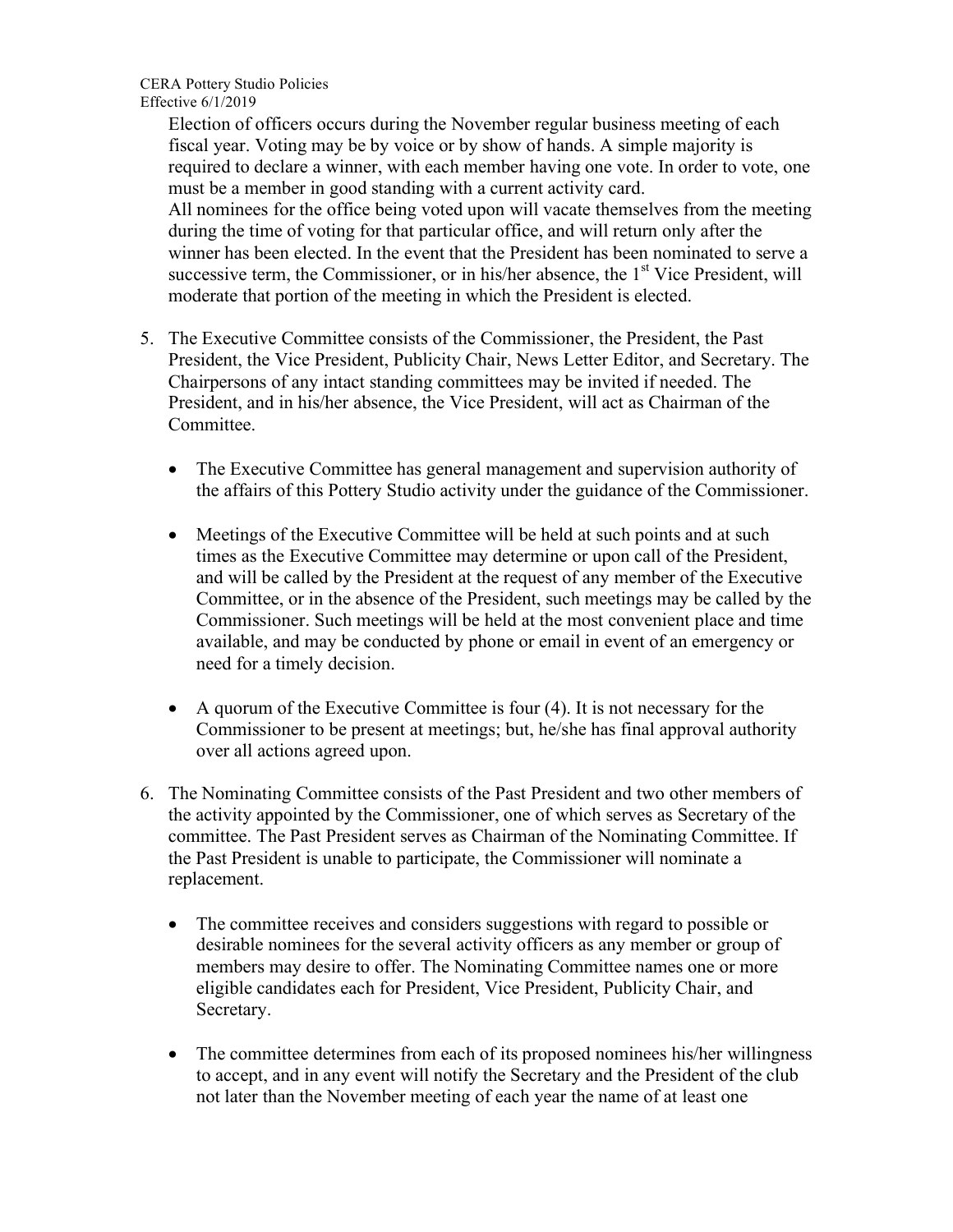Election of officers occurs during the November regular business meeting of each fiscal year. Voting may be by voice or by show of hands. A simple majority is required to declare a winner, with each member having one vote. In order to vote, one must be a member in good standing with a current activity card.
All nominees for the office being voted upon will vacate themselves from the meeting during the time of voting for that particular office, and will return only after the winner has been elected. In the event that the President has been nominated to serve a successive term, the Commissioner, or in his/her absence, the 1st Vice President, will moderate that portion of the meeting in which the President is elected.

5. The Executive Committee consists of the Commissioner, the President, the Past President, the Vice President, Publicity Chair, News Letter Editor, and Secretary. The Chairpersons of any intact standing committees may be invited if needed. The President, and in his/her absence, the Vice President, will act as Chairman of the Committee.

    - The Executive Committee has general management and supervision authority of the affairs of this Pottery Studio activity under the guidance of the Commissioner.

    - Meetings of the Executive Committee will be held at such points and at such times as the Executive Committee may determine or upon call of the President, and will be called by the President at the request of any member of the Executive Committee, or in the absence of the President, such meetings may be called by the Commissioner. Such meetings will be held at the most convenient place and time available, and may be conducted by phone or email in event of an emergency or need for a timely decision.

    - A quorum of the Executive Committee is four (4). It is not necessary for the Commissioner to be present at meetings; but, he/she has final approval authority over all actions agreed upon.

6. The Nominating Committee consists of the Past President and two other members of the activity appointed by the Commissioner, one of which serves as Secretary of the committee. The Past President serves as Chairman of the Nominating Committee. If the Past President is unable to participate, the Commissioner will nominate a replacement.

    - The committee receives and considers suggestions with regard to possible or desirable nominees for the several activity officers as any member or group of members may desire to offer. The Nominating Committee names one or more eligible candidates each for President, Vice President, Publicity Chair, and Secretary.

    - The committee determines from each of its proposed nominees his/her willingness to accept, and in any event will notify the Secretary and the President of the club not later than the November meeting of each year the name of at least one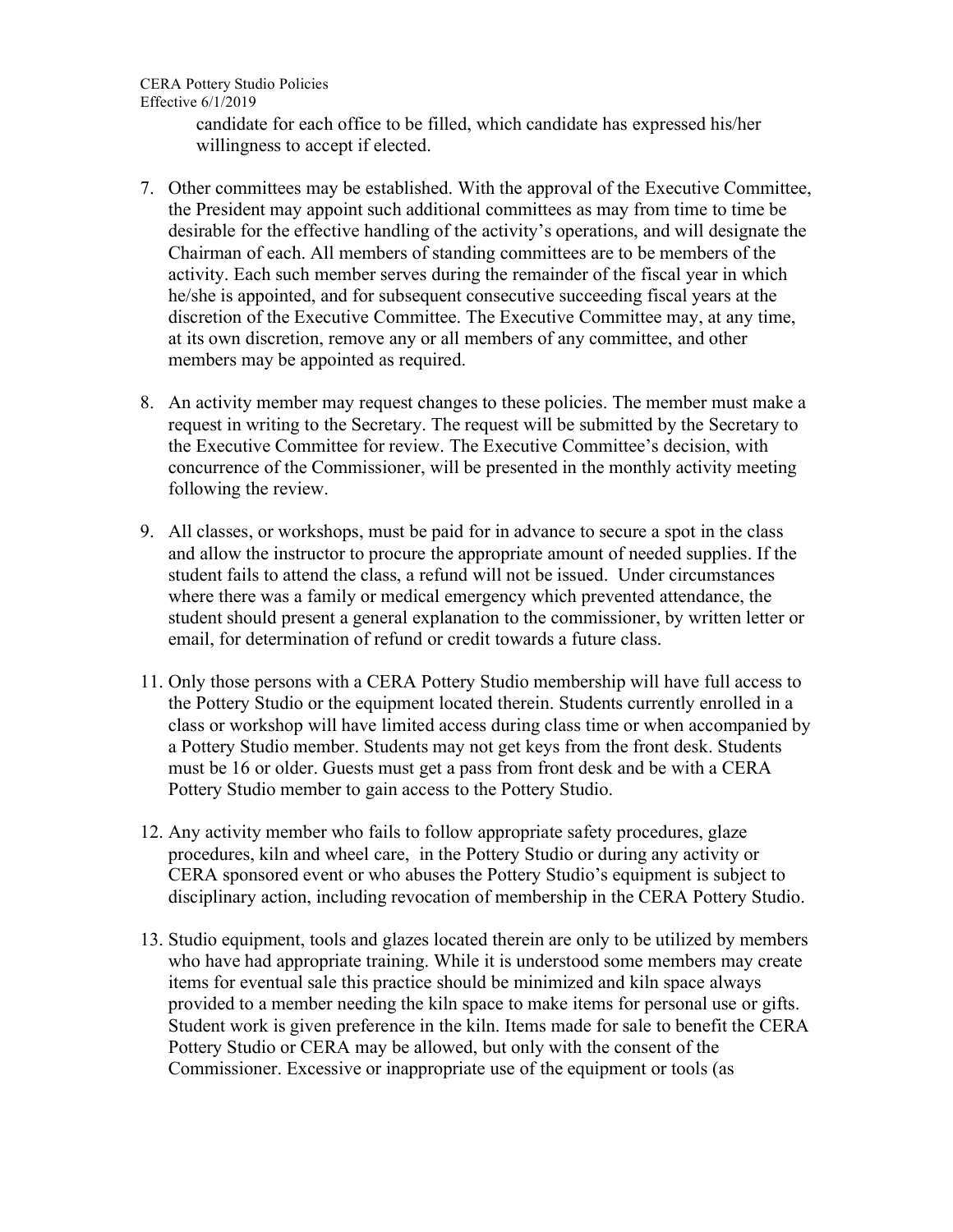candidate for each office to be filled, which candidate has expressed his/her willingness to accept if elected.

7. Other committees may be established. With the approval of the Executive Committee, the President may appoint such additional committees as may from time to time be desirable for the effective handling of the activity's operations, and will designate the Chairman of each. All members of standing committees are to be members of the activity. Each such member serves during the remainder of the fiscal year in which he/she is appointed, and for subsequent consecutive succeeding fiscal years at the discretion of the Executive Committee. The Executive Committee may, at any time, at its own discretion, remove any or all members of any committee, and other members may be appointed as required.

8. An activity member may request changes to these policies. The member must make a request in writing to the Secretary. The request will be submitted by the Secretary to the Executive Committee for review. The Executive Committee's decision, with concurrence of the Commissioner, will be presented in the monthly activity meeting following the review.

9. All classes, or workshops, must be paid for in advance to secure a spot in the class and allow the instructor to procure the appropriate amount of needed supplies. If the student fails to attend the class, a refund will not be issued. Under circumstances where there was a family or medical emergency which prevented attendance, the student should present a general explanation to the commissioner, by written letter or email, for determination of refund or credit towards a future class.

11. Only those persons with a CERA Pottery Studio membership will have full access to the Pottery Studio or the equipment located therein. Students currently enrolled in a class or workshop will have limited access during class time or when accompanied by a Pottery Studio member. Students may not get keys from the front desk. Students must be 16 or older. Guests must get a pass from front desk and be with a CERA Pottery Studio member to gain access to the Pottery Studio.

12. Any activity member who fails to follow appropriate safety procedures, glaze procedures, kiln and wheel care, in the Pottery Studio or during any activity or CERA sponsored event or who abuses the Pottery Studio's equipment is subject to disciplinary action, including revocation of membership in the CERA Pottery Studio.

13. Studio equipment, tools and glazes located therein are only to be utilized by members who have had appropriate training. While it is understood some members may create items for eventual sale this practice should be minimized and kiln space always provided to a member needing the kiln space to make items for personal use or gifts. Student work is given preference in the kiln. Items made for sale to benefit the CERA Pottery Studio or CERA may be allowed, but only with the consent of the Commissioner. Excessive or inappropriate use of the equipment or tools (as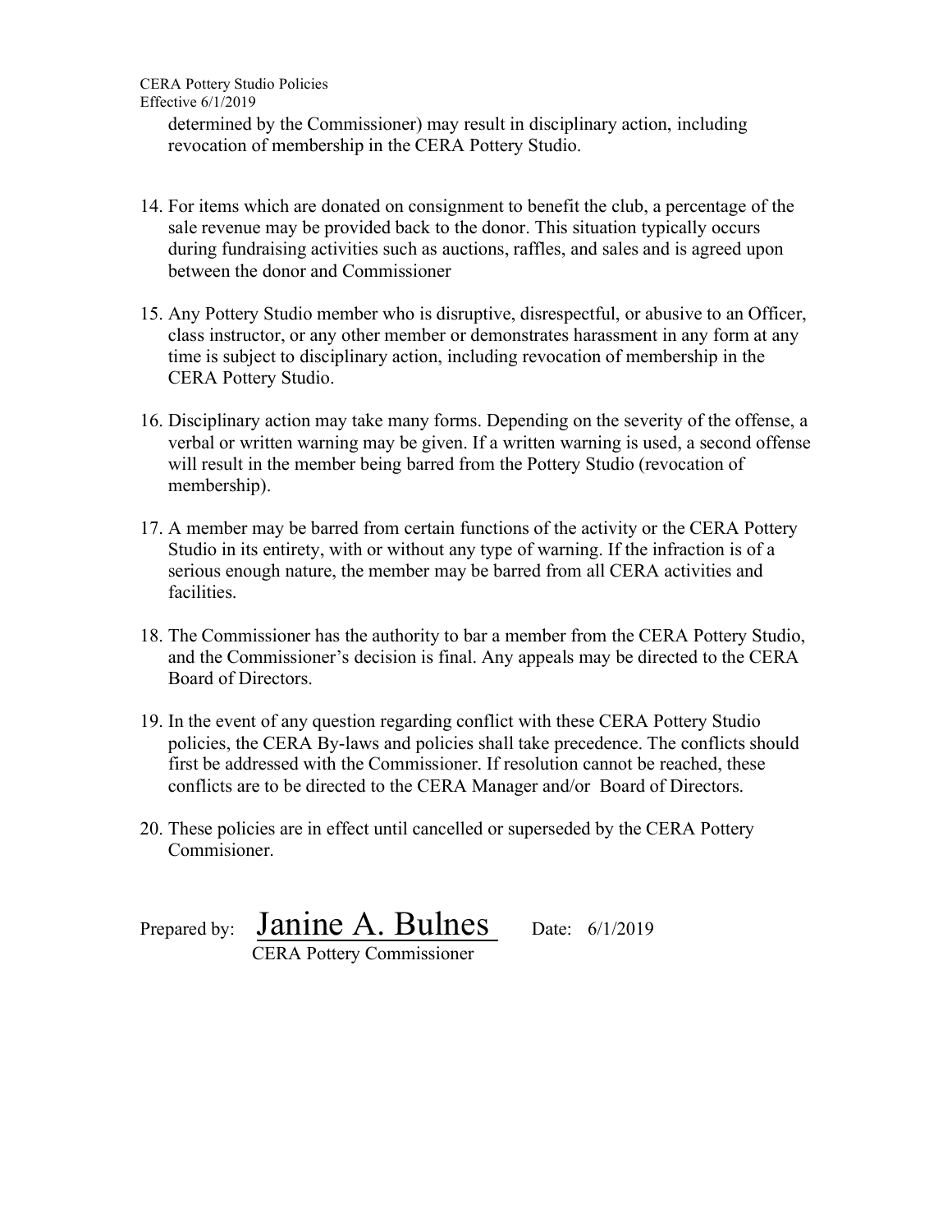determined by the Commissioner) may result in disciplinary action, including revocation of membership in the CERA Pottery Studio.

14. For items which are donated on consignment to benefit the club, a percentage of the sale revenue may be provided back to the donor. This situation typically occurs during fundraising activities such as auctions, raffles, and sales and is agreed upon between the donor and Commissioner

15. Any Pottery Studio member who is disruptive, disrespectful, or abusive to an Officer, class instructor, or any other member or demonstrates harassment in any form at any time is subject to disciplinary action, including revocation of membership in the CERA Pottery Studio.

16. Disciplinary action may take many forms. Depending on the severity of the offense, a verbal or written warning may be given. If a written warning is used, a second offense will result in the member being barred from the Pottery Studio (revocation of membership).

17. A member may be barred from certain functions of the activity or the CERA Pottery Studio in its entirety, with or without any type of warning. If the infraction is of a serious enough nature, the member may be barred from all CERA activities and facilities.

18. The Commissioner has the authority to bar a member from the CERA Pottery Studio, and the Commissioner's decision is final. Any appeals may be directed to the CERA Board of Directors.

19. In the event of any question regarding conflict with these CERA Pottery Studio policies, the CERA By-laws and policies shall take precedence. The conflicts should first be addressed with the Commissioner. If resolution cannot be reached, these conflicts are to be directed to the CERA Manager and/or Board of Directors.

20. These policies are in effect until cancelled or superseded by the CERA Pottery Commisioner.

Prepared by: Janine A. Bulnes Date: 6/1/2019
CERA Pottery Commissioner